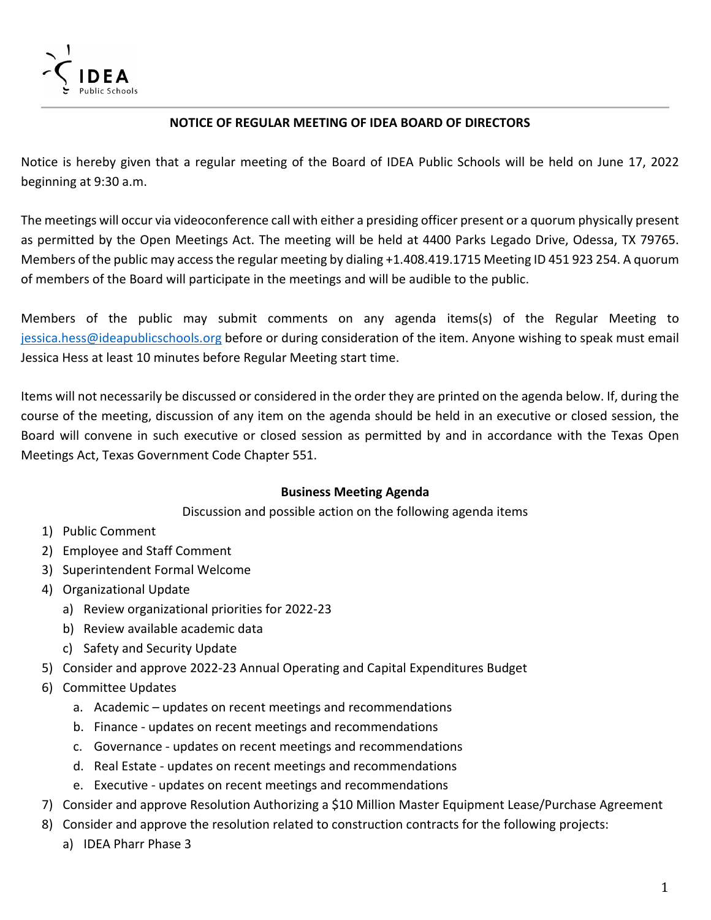IDEA Public Schools

## NOTICE OF REGULAR MEETING OF IDEA BOARD OF DIRECTORS

Notice is hereby given that a regular meeting of the Board of IDEA Public Schools will be held on June 17, 2022 beginning at 9:30 a.m.

The meetings will occur via videoconference call with either a presiding officer present or a quorum physically present as permitted by the Open Meetings Act. The meeting will be held at 4400 Parks Legado Drive, Odessa, TX 79765. Members of the public may access the regular meeting by dialing +1.408.419.1715 Meeting ID 451 923 254. A quorum of members of the Board will participate in the meetings and will be audible to the public.

Members of the public may submit comments on any agenda items(s) of the Regular Meeting to jessica.hess@ideapublicschools.org before or during consideration of the item. Anyone wishing to speak must email Jessica Hess at least 10 minutes before Regular Meeting start time.

Items will not necessarily be discussed or considered in the order they are printed on the agenda below. If, during the course of the meeting, discussion of any item on the agenda should be held in an executive or closed session, the Board will convene in such executive or closed session as permitted by and in accordance with the Texas Open Meetings Act, Texas Government Code Chapter 551.

### Business Meeting Agenda

Discussion and possible action on the following agenda items

1) Public Comment
2) Employee and Staff Comment
3) Superintendent Formal Welcome
4) Organizational Update
   a) Review organizational priorities for 2022-23
   b) Review available academic data
   c) Safety and Security Update
5) Consider and approve 2022-23 Annual Operating and Capital Expenditures Budget
6) Committee Updates
   a. Academic – updates on recent meetings and recommendations
   b. Finance - updates on recent meetings and recommendations
   c. Governance - updates on recent meetings and recommendations
   d. Real Estate - updates on recent meetings and recommendations
   e. Executive - updates on recent meetings and recommendations
7) Consider and approve Resolution Authorizing a $10 Million Master Equipment Lease/Purchase Agreement
8) Consider and approve the resolution related to construction contracts for the following projects:
   a) IDEA Pharr Phase 3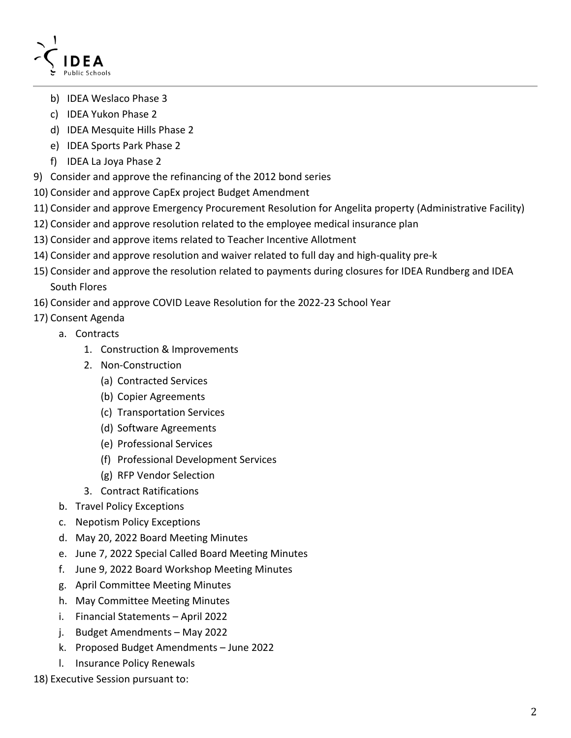b) IDEA Weslaco Phase 3
   c) IDEA Yukon Phase 2
   d) IDEA Mesquite Hills Phase 2
   e) IDEA Sports Park Phase 2
   f) IDEA La Joya Phase 2

9) Consider and approve the refinancing of the 2012 bond series
10) Consider and approve CapEx project Budget Amendment
11) Consider and approve Emergency Procurement Resolution for Angelita property (Administrative Facility)
12) Consider and approve resolution related to the employee medical insurance plan
13) Consider and approve items related to Teacher Incentive Allotment
14) Consider and approve resolution and waiver related to full day and high-quality pre-k
15) Consider and approve the resolution related to payments during closures for IDEA Rundberg and IDEA South Flores
16) Consider and approve COVID Leave Resolution for the 2022-23 School Year
17) Consent Agenda
    a. Contracts
        1. Construction & Improvements
        2. Non-Construction
            (a) Contracted Services
            (b) Copier Agreements
            (c) Transportation Services
            (d) Software Agreements
            (e) Professional Services
            (f) Professional Development Services
            (g) RFP Vendor Selection
        3. Contract Ratifications
    b. Travel Policy Exceptions
    c. Nepotism Policy Exceptions
    d. May 20, 2022 Board Meeting Minutes
    e. June 7, 2022 Special Called Board Meeting Minutes
    f. June 9, 2022 Board Workshop Meeting Minutes
    g. April Committee Meeting Minutes
    h. May Committee Meeting Minutes
    i. Financial Statements – April 2022
    j. Budget Amendments – May 2022
    k. Proposed Budget Amendments – June 2022
    l. Insurance Policy Renewals
18) Executive Session pursuant to: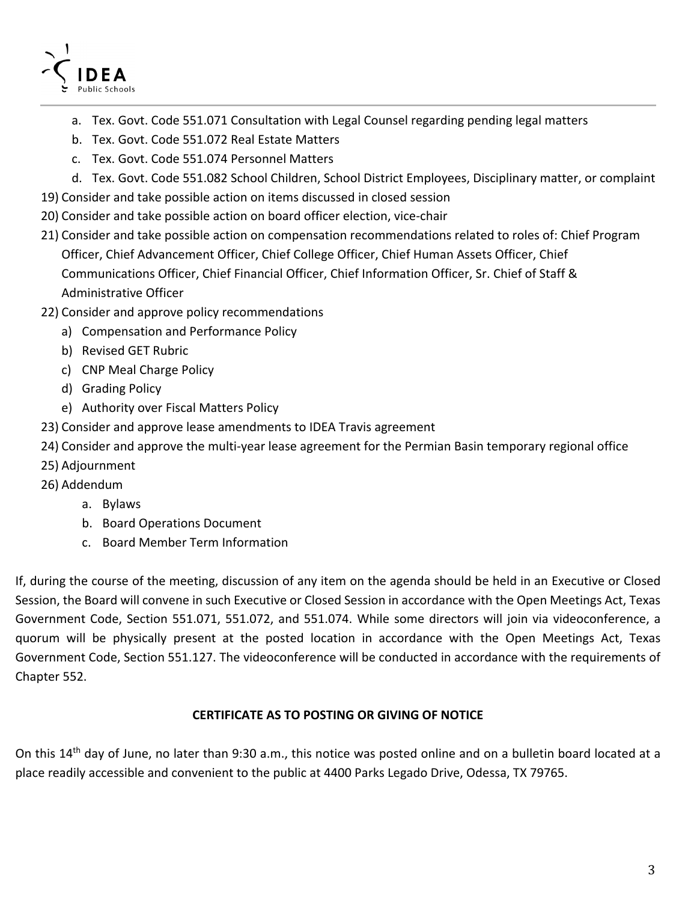a. Tex. Govt. Code 551.071 Consultation with Legal Counsel regarding pending legal matters
b. Tex. Govt. Code 551.072 Real Estate Matters
c. Tex. Govt. Code 551.074 Personnel Matters
d. Tex. Govt. Code 551.082 School Children, School District Employees, Disciplinary matter, or complaint

19) Consider and take possible action on items discussed in closed session
20) Consider and take possible action on board officer election, vice-chair
21) Consider and take possible action on compensation recommendations related to roles of: Chief Program Officer, Chief Advancement Officer, Chief College Officer, Chief Human Assets Officer, Chief Communications Officer, Chief Financial Officer, Chief Information Officer, Sr. Chief of Staff & Administrative Officer
22) Consider and approve policy recommendations
    a) Compensation and Performance Policy
    b) Revised GET Rubric
    c) CNP Meal Charge Policy
    d) Grading Policy
    e) Authority over Fiscal Matters Policy
23) Consider and approve lease amendments to IDEA Travis agreement
24) Consider and approve the multi-year lease agreement for the Permian Basin temporary regional office
25) Adjournment
26) Addendum
    a. Bylaws
    b. Board Operations Document
    c. Board Member Term Information

If, during the course of the meeting, discussion of any item on the agenda should be held in an Executive or Closed Session, the Board will convene in such Executive or Closed Session in accordance with the Open Meetings Act, Texas Government Code, Section 551.071, 551.072, and 551.074. While some directors will join via videoconference, a quorum will be physically present at the posted location in accordance with the Open Meetings Act, Texas Government Code, Section 551.127. The videoconference will be conducted in accordance with the requirements of Chapter 552.

**CERTIFICATE AS TO POSTING OR GIVING OF NOTICE**

On this 14th day of June, no later than 9:30 a.m., this notice was posted online and on a bulletin board located at a place readily accessible and convenient to the public at 4400 Parks Legado Drive, Odessa, TX 79765.